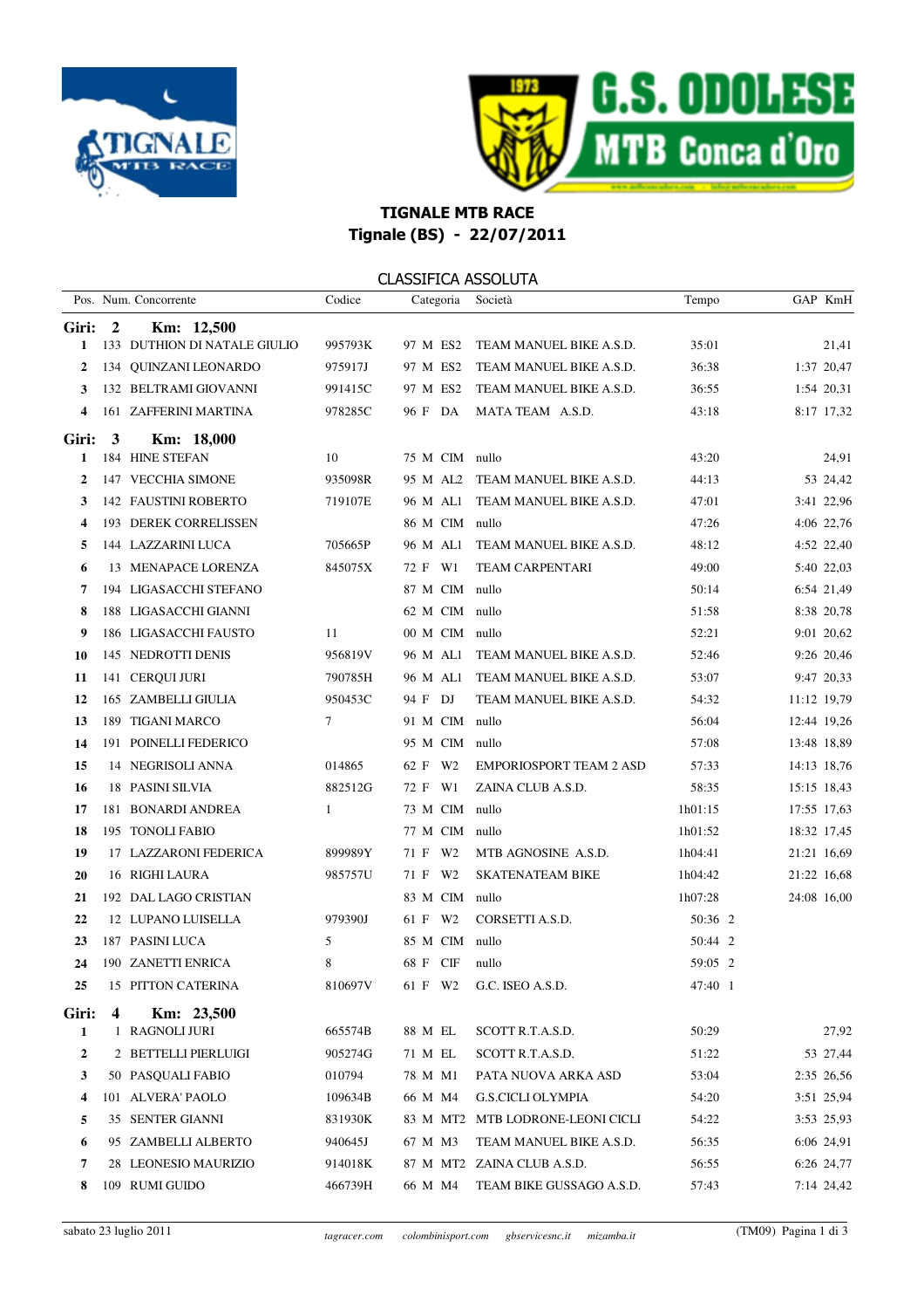# TIGNALE MTB RACE

## Tignale (BS) - 22/07/2011

### CLASSIFICA ASSOLUTA

| Pos. | Num. | Concorrente | Codice | Categoria | | | Società | Tempo | GAP | KmH |
|---|---|---|---|---|---|---|---|---|---|---|
| **Giri: 2** | | **Km: 12,500** | | | | | | | | |
| **1** | 133 | DUTHION DI NATALE GIULIO | 995793K | 97 | M | ES2 | TEAM MANUEL BIKE A.S.D. | 35:01 | | 21,41 |
| **2** | 134 | QUINZANI LEONARDO | 975917J | 97 | M | ES2 | TEAM MANUEL BIKE A.S.D. | 36:38 | 1:37 | 20,47 |
| **3** | 132 | BELTRAMI GIOVANNI | 991415C | 97 | M | ES2 | TEAM MANUEL BIKE A.S.D. | 36:55 | 1:54 | 20,31 |
| **4** | 161 | ZAFFERINI MARTINA | 978285C | 96 | F | DA | MATA TEAM A.S.D. | 43:18 | 8:17 | 17,32 |
| **Giri: 3** | | **Km: 18,000** | | | | | | | | |
| **1** | 184 | HINE STEFAN | 10 | 75 | M | CIM | nullo | 43:20 | | 24,91 |
| **2** | 147 | VECCHIA SIMONE | 935098R | 95 | M | AL2 | TEAM MANUEL BIKE A.S.D. | 44:13 | 53 | 24,42 |
| **3** | 142 | FAUSTINI ROBERTO | 719107E | 96 | M | AL1 | TEAM MANUEL BIKE A.S.D. | 47:01 | 3:41 | 22,96 |
| **4** | 193 | DEREK CORRELISSEN | | 86 | M | CIM | nullo | 47:26 | 4:06 | 22,76 |
| **5** | 144 | LAZZARINI LUCA | 705665P | 96 | M | AL1 | TEAM MANUEL BIKE A.S.D. | 48:12 | 4:52 | 22,40 |
| **6** | 13 | MENAPACE LORENZA | 845075X | 72 | F | W1 | TEAM CARPENTARI | 49:00 | 5:40 | 22,03 |
| **7** | 194 | LIGASACCHI STEFANO | | 87 | M | CIM | nullo | 50:14 | 6:54 | 21,49 |
| **8** | 188 | LIGASACCHI GIANNI | | 62 | M | CIM | nullo | 51:58 | 8:38 | 20,78 |
| **9** | 186 | LIGASACCHI FAUSTO | 11 | 00 | M | CIM | nullo | 52:21 | 9:01 | 20,62 |
| **10** | 145 | NEDROTTI DENIS | 956819V | 96 | M | AL1 | TEAM MANUEL BIKE A.S.D. | 52:46 | 9:26 | 20,46 |
| **11** | 141 | CERQUI JURI | 790785H | 96 | M | AL1 | TEAM MANUEL BIKE A.S.D. | 53:07 | 9:47 | 20,33 |
| **12** | 165 | ZAMBELLI GIULIA | 950453C | 94 | F | DJ | TEAM MANUEL BIKE A.S.D. | 54:32 | 11:12 | 19,79 |
| **13** | 189 | TIGANI MARCO | 7 | 91 | M | CIM | nullo | 56:04 | 12:44 | 19,26 |
| **14** | 191 | POINELLI FEDERICO | | 95 | M | CIM | nullo | 57:08 | 13:48 | 18,89 |
| **15** | 14 | NEGRISOLI ANNA | 014865 | 62 | F | W2 | EMPORIOSPORT TEAM 2 ASD | 57:33 | 14:13 | 18,76 |
| **16** | 18 | PASINI SILVIA | 882512G | 72 | F | W1 | ZAINA CLUB A.S.D. | 58:35 | 15:15 | 18,43 |
| **17** | 181 | BONARDI ANDREA | 1 | 73 | M | CIM | nullo | 1h01:15 | 17:55 | 17,63 |
| **18** | 195 | TONOLI FABIO | | 77 | M | CIM | nullo | 1h01:52 | 18:32 | 17,45 |
| **19** | 17 | LAZZARONI FEDERICA | 899989Y | 71 | F | W2 | MTB AGNOSINE A.S.D. | 1h04:41 | 21:21 | 16,69 |
| **20** | 16 | RIGHI LAURA | 985757U | 71 | F | W2 | SKATENATEAM BIKE | 1h04:42 | 21:22 | 16,68 |
| **21** | 192 | DAL LAGO CRISTIAN | | 83 | M | CIM | nullo | 1h07:28 | 24:08 | 16,00 |
| **22** | 12 | LUPANO LUISELLA | 979390J | 61 | F | W2 | CORSETTI A.S.D. | 50:36 2 | | |
| **23** | 187 | PASINI LUCA | 5 | 85 | M | CIM | nullo | 50:44 2 | | |
| **24** | 190 | ZANETTI ENRICA | 8 | 68 | F | CIF | nullo | 59:05 2 | | |
| **25** | 15 | PITTON CATERINA | 810697V | 61 | F | W2 | G.C. ISEO A.S.D. | 47:40 1 | | |
| **Giri: 4** | | **Km: 23,500** | | | | | | | | |
| **1** | 1 | RAGNOLI JURI | 665574B | 88 | M | EL | SCOTT R.T.A.S.D. | 50:29 | | 27,92 |
| **2** | 2 | BETTELLI PIERLUIGI | 905274G | 71 | M | EL | SCOTT R.T.A.S.D. | 51:22 | 53 | 27,44 |
| **3** | 50 | PASQUALI FABIO | 010794 | 78 | M | M1 | PATA NUOVA ARKA ASD | 53:04 | 2:35 | 26,56 |
| **4** | 101 | ALVERA' PAOLO | 109634B | 66 | M | M4 | G.S.CICLI OLYMPIA | 54:20 | 3:51 | 25,94 |
| **5** | 35 | SENTER GIANNI | 831930K | 83 | M | MT2 | MTB LODRONE-LEONI CICLI | 54:22 | 3:53 | 25,93 |
| **6** | 95 | ZAMBELLI ALBERTO | 940645J | 67 | M | M3 | TEAM MANUEL BIKE A.S.D. | 56:35 | 6:06 | 24,91 |
| **7** | 28 | LEONESIO MAURIZIO | 914018K | 87 | M | MT2 | ZAINA CLUB A.S.D. | 56:55 | 6:26 | 24,77 |
| **8** | 109 | RUMI GUIDO | 466739H | 66 | M | M4 | TEAM BIKE GUSSAGO A.S.D. | 57:43 | 7:14 | 24,42 |

sabato 23 luglio 2011 — *tagracer.com colombinisport.com gbservicesnc.it mizamba.it* — (TM09)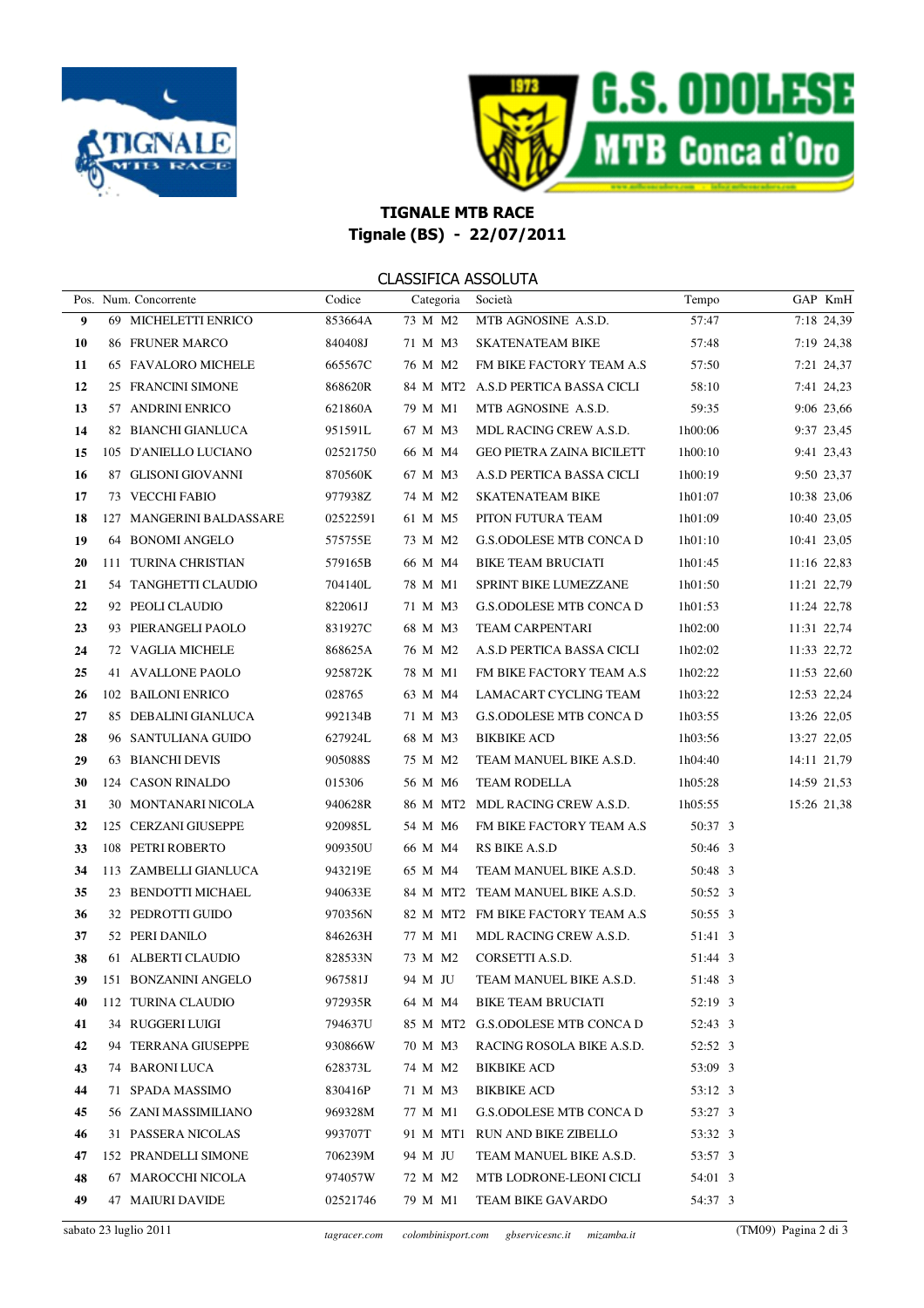## TIGNALE MTB RACE

**Tignale (BS) - 22/07/2011**

CLASSIFICA ASSOLUTA

| Pos. | Num. | Concorrente | Codice | Categoria | Società | Tempo | GAP | KmH |
|---|---|---|---|---|---|---|---|---|
| 9 | 69 | MICHELETTI ENRICO | 853664A | 73 M M2 | MTB AGNOSINE A.S.D. | 57:47 | 7:18 | 24,39 |
| 10 | 86 | FRUNER MARCO | 840408J | 71 M M3 | SKATENATEAM BIKE | 57:48 | 7:19 | 24,38 |
| 11 | 65 | FAVALORO MICHELE | 665567C | 76 M M2 | FM BIKE FACTORY TEAM A.S | 57:50 | 7:21 | 24,37 |
| 12 | 25 | FRANCINI SIMONE | 868620R | 84 M MT2 | A.S.D PERTICA BASSA CICLI | 58:10 | 7:41 | 24,23 |
| 13 | 57 | ANDRINI ENRICO | 621860A | 79 M M1 | MTB AGNOSINE A.S.D. | 59:35 | 9:06 | 23,66 |
| 14 | 82 | BIANCHI GIANLUCA | 951591L | 67 M M3 | MDL RACING CREW A.S.D. | 1h00:06 | 9:37 | 23,45 |
| 15 | 105 | D'ANIELLO LUCIANO | 02521750 | 66 M M4 | GEO PIETRA ZAINA BICILETT | 1h00:10 | 9:41 | 23,43 |
| 16 | 87 | GLISONI GIOVANNI | 870560K | 67 M M3 | A.S.D PERTICA BASSA CICLI | 1h00:19 | 9:50 | 23,37 |
| 17 | 73 | VECCHI FABIO | 977938Z | 74 M M2 | SKATENATEAM BIKE | 1h01:07 | 10:38 | 23,06 |
| 18 | 127 | MANGERINI BALDASSARE | 02522591 | 61 M M5 | PITON FUTURA TEAM | 1h01:09 | 10:40 | 23,05 |
| 19 | 64 | BONOMI ANGELO | 575755E | 73 M M2 | G.S.ODOLESE MTB CONCA D | 1h01:10 | 10:41 | 23,05 |
| 20 | 111 | TURINA CHRISTIAN | 579165B | 66 M M4 | BIKE TEAM BRUCIATI | 1h01:45 | 11:16 | 22,83 |
| 21 | 54 | TANGHETTI CLAUDIO | 704140L | 78 M M1 | SPRINT BIKE LUMEZZANE | 1h01:50 | 11:21 | 22,79 |
| 22 | 92 | PEOLI CLAUDIO | 822061J | 71 M M3 | G.S.ODOLESE MTB CONCA D | 1h01:53 | 11:24 | 22,78 |
| 23 | 93 | PIERANGELI PAOLO | 831927C | 68 M M3 | TEAM CARPENTARI | 1h02:00 | 11:31 | 22,74 |
| 24 | 72 | VAGLIA MICHELE | 868625A | 76 M M2 | A.S.D PERTICA BASSA CICLI | 1h02:02 | 11:33 | 22,72 |
| 25 | 41 | AVALLONE PAOLO | 925872K | 78 M M1 | FM BIKE FACTORY TEAM A.S | 1h02:22 | 11:53 | 22,60 |
| 26 | 102 | BAILONI ENRICO | 028765 | 63 M M4 | LAMACART CYCLING TEAM | 1h03:22 | 12:53 | 22,24 |
| 27 | 85 | DEBALINI GIANLUCA | 992134B | 71 M M3 | G.S.ODOLESE MTB CONCA D | 1h03:55 | 13:26 | 22,05 |
| 28 | 96 | SANTULIANA GUIDO | 627924L | 68 M M3 | BIKBIKE ACD | 1h03:56 | 13:27 | 22,05 |
| 29 | 63 | BIANCHI DEVIS | 905088S | 75 M M2 | TEAM MANUEL BIKE A.S.D. | 1h04:40 | 14:11 | 21,79 |
| 30 | 124 | CASON RINALDO | 015306 | 56 M M6 | TEAM RODELLA | 1h05:28 | 14:59 | 21,53 |
| 31 | 30 | MONTANARI NICOLA | 940628R | 86 M MT2 | MDL RACING CREW A.S.D. | 1h05:55 | 15:26 | 21,38 |
| 32 | 125 | CERZANI GIUSEPPE | 920985L | 54 M M6 | FM BIKE FACTORY TEAM A.S | 50:37 3 | | |
| 33 | 108 | PETRI ROBERTO | 909350U | 66 M M4 | RS BIKE A.S.D | 50:46 3 | | |
| 34 | 113 | ZAMBELLI GIANLUCA | 943219E | 65 M M4 | TEAM MANUEL BIKE A.S.D. | 50:48 3 | | |
| 35 | 23 | BENDOTTI MICHAEL | 940633E | 84 M MT2 | TEAM MANUEL BIKE A.S.D. | 50:52 3 | | |
| 36 | 32 | PEDROTTI GUIDO | 970356N | 82 M MT2 | FM BIKE FACTORY TEAM A.S | 50:55 3 | | |
| 37 | 52 | PERI DANILO | 846263H | 77 M M1 | MDL RACING CREW A.S.D. | 51:41 3 | | |
| 38 | 61 | ALBERTI CLAUDIO | 828533N | 73 M M2 | CORSETTI A.S.D. | 51:44 3 | | |
| 39 | 151 | BONZANINI ANGELO | 967581J | 94 M JU | TEAM MANUEL BIKE A.S.D. | 51:48 3 | | |
| 40 | 112 | TURINA CLAUDIO | 972935R | 64 M M4 | BIKE TEAM BRUCIATI | 52:19 3 | | |
| 41 | 34 | RUGGERI LUIGI | 794637U | 85 M MT2 | G.S.ODOLESE MTB CONCA D | 52:43 3 | | |
| 42 | 94 | TERRANA GIUSEPPE | 930866W | 70 M M3 | RACING ROSOLA BIKE A.S.D. | 52:52 3 | | |
| 43 | 74 | BARONI LUCA | 628373L | 74 M M2 | BIKBIKE ACD | 53:09 3 | | |
| 44 | 71 | SPADA MASSIMO | 830416P | 71 M M3 | BIKBIKE ACD | 53:12 3 | | |
| 45 | 56 | ZANI MASSIMILIANO | 969328M | 77 M M1 | G.S.ODOLESE MTB CONCA D | 53:27 3 | | |
| 46 | 31 | PASSERA NICOLAS | 993707T | 91 M MT1 | RUN AND BIKE ZIBELLO | 53:32 3 | | |
| 47 | 152 | PRANDELLI SIMONE | 706239M | 94 M JU | TEAM MANUEL BIKE A.S.D. | 53:57 3 | | |
| 48 | 67 | MAROCCHI NICOLA | 974057W | 72 M M2 | MTB LODRONE-LEONI CICLI | 54:01 3 | | |
| 49 | 47 | MAIURI DAVIDE | 02521746 | 79 M M1 | TEAM BIKE GAVARDO | 54:37 3 | | |

sabato 23 luglio 2011 — *tagracer.com* *colombinisport.com* *gbservicesnc.it* *mizamba.it* — (TM09)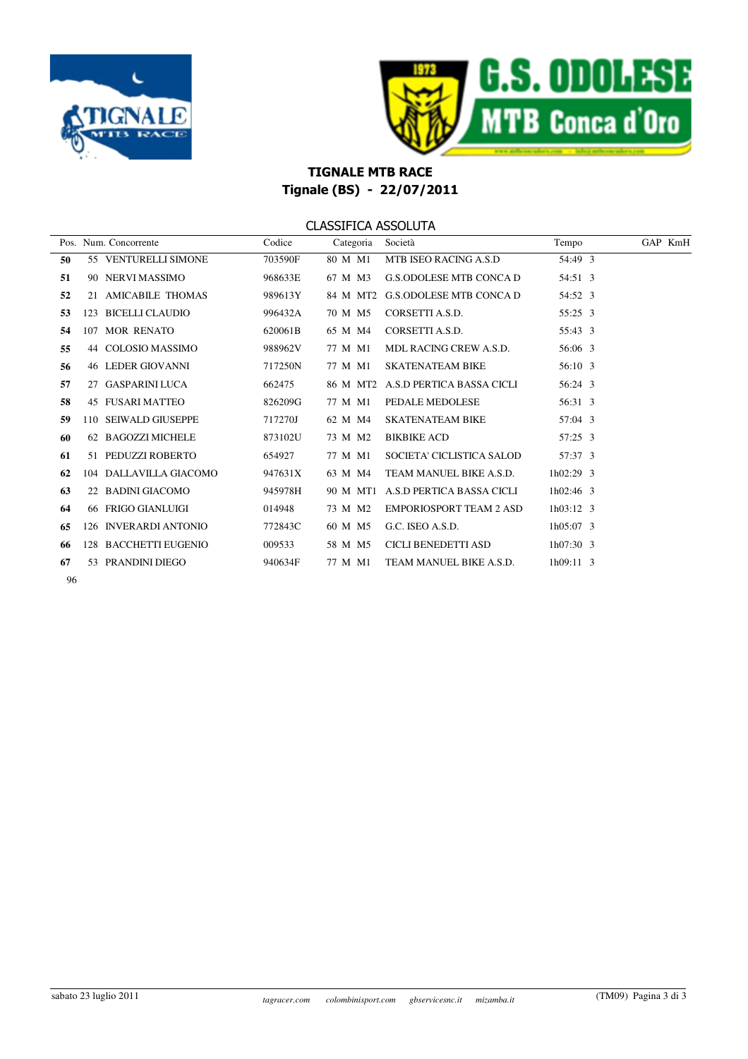**TIGNALE MTB RACE**

**Tignale (BS) - 22/07/2011**

CLASSIFICA ASSOLUTA

| Pos. | Num. | Concorrente | Codice | Categoria | | | Società | Tempo | | GAP | KmH |
|---|---|---|---|---|---|---|---|---|---|---|---|
| **50** | 55 | VENTURELLI SIMONE | 703590F | 80 | M | M1 | MTB ISEO RACING A.S.D | 54:49 | 3 | | |
| **51** | 90 | NERVI MASSIMO | 968633E | 67 | M | M3 | G.S.ODOLESE MTB CONCA D | 54:51 | 3 | | |
| **52** | 21 | AMICABILE THOMAS | 989613Y | 84 | M | MT2 | G.S.ODOLESE MTB CONCA D | 54:52 | 3 | | |
| **53** | 123 | BICELLI CLAUDIO | 996432A | 70 | M | M5 | CORSETTI A.S.D. | 55:25 | 3 | | |
| **54** | 107 | MOR RENATO | 620061B | 65 | M | M4 | CORSETTI A.S.D. | 55:43 | 3 | | |
| **55** | 44 | COLOSIO MASSIMO | 988962V | 77 | M | M1 | MDL RACING CREW A.S.D. | 56:06 | 3 | | |
| **56** | 46 | LEDER GIOVANNI | 717250N | 77 | M | M1 | SKATENATEAM BIKE | 56:10 | 3 | | |
| **57** | 27 | GASPARINI LUCA | 662475 | 86 | M | MT2 | A.S.D PERTICA BASSA CICLI | 56:24 | 3 | | |
| **58** | 45 | FUSARI MATTEO | 826209G | 77 | M | M1 | PEDALE MEDOLESE | 56:31 | 3 | | |
| **59** | 110 | SEIWALD GIUSEPPE | 717270J | 62 | M | M4 | SKATENATEAM BIKE | 57:04 | 3 | | |
| **60** | 62 | BAGOZZI MICHELE | 873102U | 73 | M | M2 | BIKBIKE ACD | 57:25 | 3 | | |
| **61** | 51 | PEDUZZI ROBERTO | 654927 | 77 | M | M1 | SOCIETA' CICLISTICA SALOD | 57:37 | 3 | | |
| **62** | 104 | DALLAVILLA GIACOMO | 947631X | 63 | M | M4 | TEAM MANUEL BIKE A.S.D. | 1h02:29 | 3 | | |
| **63** | 22 | BADINI GIACOMO | 945978H | 90 | M | MT1 | A.S.D PERTICA BASSA CICLI | 1h02:46 | 3 | | |
| **64** | 66 | FRIGO GIANLUIGI | 014948 | 73 | M | M2 | EMPORIOSPORT TEAM 2 ASD | 1h03:12 | 3 | | |
| **65** | 126 | INVERARDI ANTONIO | 772843C | 60 | M | M5 | G.C. ISEO A.S.D. | 1h05:07 | 3 | | |
| **66** | 128 | BACCHETTI EUGENIO | 009533 | 58 | M | M5 | CICLI BENEDETTI ASD | 1h07:30 | 3 | | |
| **67** | 53 | PRANDINI DIEGO | 940634F | 77 | M | M1 | TEAM MANUEL BIKE A.S.D. | 1h09:11 | 3 | | |

96

sabato 23 luglio 2011 — *tagracer.com* *colombinisport.com* *gbservicesnc.it* *mizamba.it* — (TM09)